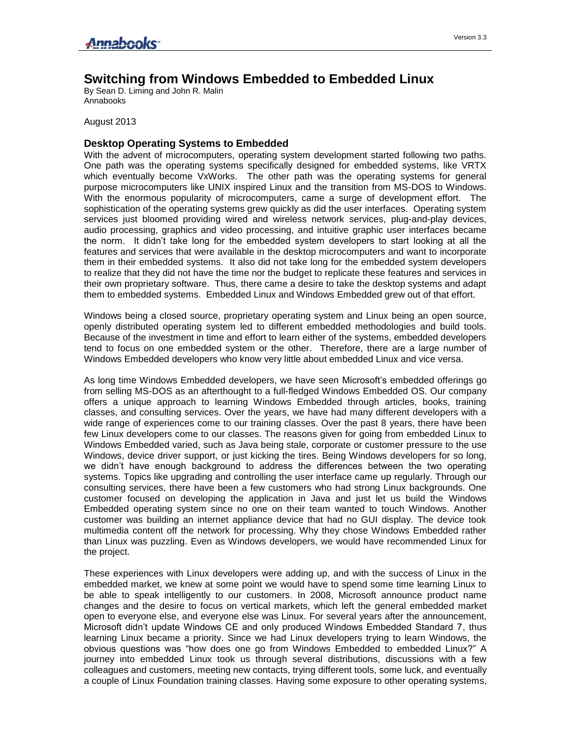# Switching from Windows Embedded to Embedded Linux

By Sean D. Liming and John R. Malin
Annabooks

August 2013

## Desktop Operating Systems to Embedded

With the advent of microcomputers, operating system development started following two paths. One path was the operating systems specifically designed for embedded systems, like VRTX which eventually become VxWorks. The other path was the operating systems for general purpose microcomputers like UNIX inspired Linux and the transition from MS-DOS to Windows. With the enormous popularity of microcomputers, came a surge of development effort. The sophistication of the operating systems grew quickly as did the user interfaces. Operating system services just bloomed providing wired and wireless network services, plug-and-play devices, audio processing, graphics and video processing, and intuitive graphic user interfaces became the norm. It didn't take long for the embedded system developers to start looking at all the features and services that were available in the desktop microcomputers and want to incorporate them in their embedded systems. It also did not take long for the embedded system developers to realize that they did not have the time nor the budget to replicate these features and services in their own proprietary software. Thus, there came a desire to take the desktop systems and adapt them to embedded systems. Embedded Linux and Windows Embedded grew out of that effort.

Windows being a closed source, proprietary operating system and Linux being an open source, openly distributed operating system led to different embedded methodologies and build tools. Because of the investment in time and effort to learn either of the systems, embedded developers tend to focus on one embedded system or the other. Therefore, there are a large number of Windows Embedded developers who know very little about embedded Linux and vice versa.

As long time Windows Embedded developers, we have seen Microsoft's embedded offerings go from selling MS-DOS as an afterthought to a full-fledged Windows Embedded OS. Our company offers a unique approach to learning Windows Embedded through articles, books, training classes, and consulting services. Over the years, we have had many different developers with a wide range of experiences come to our training classes. Over the past 8 years, there have been few Linux developers come to our classes. The reasons given for going from embedded Linux to Windows Embedded varied, such as Java being stale, corporate or customer pressure to the use Windows, device driver support, or just kicking the tires. Being Windows developers for so long, we didn't have enough background to address the differences between the two operating systems. Topics like upgrading and controlling the user interface came up regularly. Through our consulting services, there have been a few customers who had strong Linux backgrounds. One customer focused on developing the application in Java and just let us build the Windows Embedded operating system since no one on their team wanted to touch Windows. Another customer was building an internet appliance device that had no GUI display. The device took multimedia content off the network for processing. Why they chose Windows Embedded rather than Linux was puzzling. Even as Windows developers, we would have recommended Linux for the project.

These experiences with Linux developers were adding up, and with the success of Linux in the embedded market, we knew at some point we would have to spend some time learning Linux to be able to speak intelligently to our customers. In 2008, Microsoft announce product name changes and the desire to focus on vertical markets, which left the general embedded market open to everyone else, and everyone else was Linux. For several years after the announcement, Microsoft didn't update Windows CE and only produced Windows Embedded Standard 7, thus learning Linux became a priority. Since we had Linux developers trying to learn Windows, the obvious questions was "how does one go from Windows Embedded to embedded Linux?" A journey into embedded Linux took us through several distributions, discussions with a few colleagues and customers, meeting new contacts, trying different tools, some luck, and eventually a couple of Linux Foundation training classes. Having some exposure to other operating systems,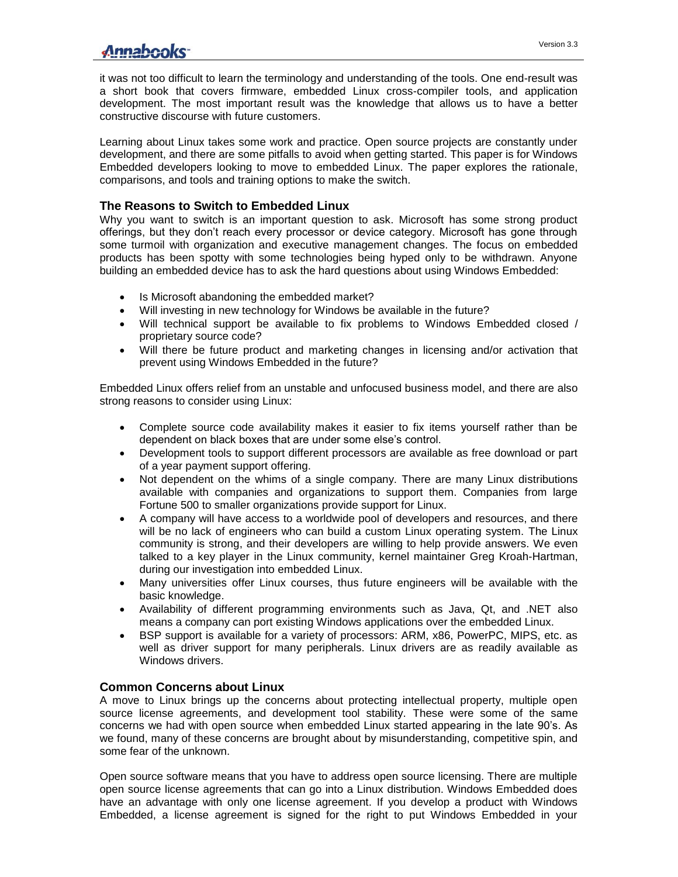it was not too difficult to learn the terminology and understanding of the tools. One end-result was a short book that covers firmware, embedded Linux cross-compiler tools, and application development. The most important result was the knowledge that allows us to have a better constructive discourse with future customers.

Learning about Linux takes some work and practice. Open source projects are constantly under development, and there are some pitfalls to avoid when getting started. This paper is for Windows Embedded developers looking to move to embedded Linux. The paper explores the rationale, comparisons, and tools and training options to make the switch.

### The Reasons to Switch to Embedded Linux

Why you want to switch is an important question to ask. Microsoft has some strong product offerings, but they don't reach every processor or device category. Microsoft has gone through some turmoil with organization and executive management changes. The focus on embedded products has been spotty with some technologies being hyped only to be withdrawn. Anyone building an embedded device has to ask the hard questions about using Windows Embedded:

- Is Microsoft abandoning the embedded market?
- Will investing in new technology for Windows be available in the future?
- Will technical support be available to fix problems to Windows Embedded closed / proprietary source code?
- Will there be future product and marketing changes in licensing and/or activation that prevent using Windows Embedded in the future?

Embedded Linux offers relief from an unstable and unfocused business model, and there are also strong reasons to consider using Linux:

- Complete source code availability makes it easier to fix items yourself rather than be dependent on black boxes that are under some else's control.
- Development tools to support different processors are available as free download or part of a year payment support offering.
- Not dependent on the whims of a single company. There are many Linux distributions available with companies and organizations to support them. Companies from large Fortune 500 to smaller organizations provide support for Linux.
- A company will have access to a worldwide pool of developers and resources, and there will be no lack of engineers who can build a custom Linux operating system. The Linux community is strong, and their developers are willing to help provide answers. We even talked to a key player in the Linux community, kernel maintainer Greg Kroah-Hartman, during our investigation into embedded Linux.
- Many universities offer Linux courses, thus future engineers will be available with the basic knowledge.
- Availability of different programming environments such as Java, Qt, and .NET also means a company can port existing Windows applications over the embedded Linux.
- BSP support is available for a variety of processors: ARM, x86, PowerPC, MIPS, etc. as well as driver support for many peripherals. Linux drivers are as readily available as Windows drivers.

### Common Concerns about Linux

A move to Linux brings up the concerns about protecting intellectual property, multiple open source license agreements, and development tool stability. These were some of the same concerns we had with open source when embedded Linux started appearing in the late 90's. As we found, many of these concerns are brought about by misunderstanding, competitive spin, and some fear of the unknown.

Open source software means that you have to address open source licensing. There are multiple open source license agreements that can go into a Linux distribution. Windows Embedded does have an advantage with only one license agreement. If you develop a product with Windows Embedded, a license agreement is signed for the right to put Windows Embedded in your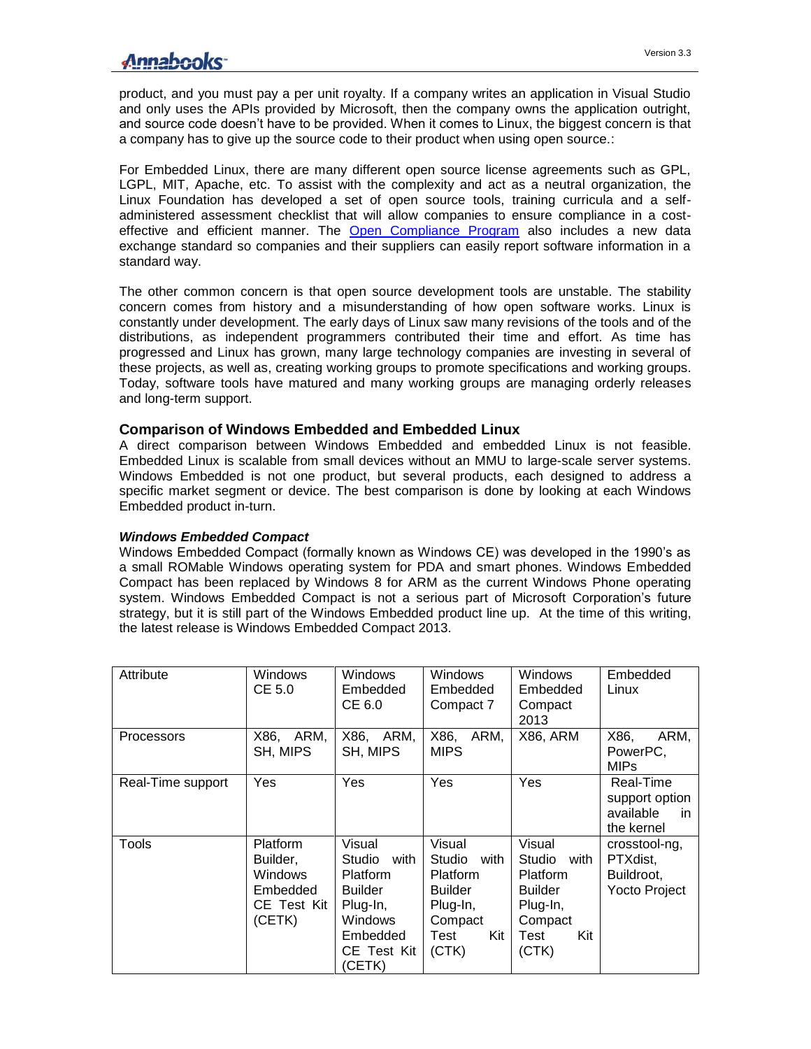product, and you must pay a per unit royalty. If a company writes an application in Visual Studio and only uses the APIs provided by Microsoft, then the company owns the application outright, and source code doesn't have to be provided. When it comes to Linux, the biggest concern is that a company has to give up the source code to their product when using open source.:

For Embedded Linux, there are many different open source license agreements such as GPL, LGPL, MIT, Apache, etc. To assist with the complexity and act as a neutral organization, the Linux Foundation has developed a set of open source tools, training curricula and a self-administered assessment checklist that will allow companies to ensure compliance in a cost-effective and efficient manner. The Open Compliance Program also includes a new data exchange standard so companies and their suppliers can easily report software information in a standard way.

The other common concern is that open source development tools are unstable. The stability concern comes from history and a misunderstanding of how open software works. Linux is constantly under development. The early days of Linux saw many revisions of the tools and of the distributions, as independent programmers contributed their time and effort. As time has progressed and Linux has grown, many large technology companies are investing in several of these projects, as well as, creating working groups to promote specifications and working groups. Today, software tools have matured and many working groups are managing orderly releases and long-term support.

### Comparison of Windows Embedded and Embedded Linux

A direct comparison between Windows Embedded and embedded Linux is not feasible. Embedded Linux is scalable from small devices without an MMU to large-scale server systems. Windows Embedded is not one product, but several products, each designed to address a specific market segment or device. The best comparison is done by looking at each Windows Embedded product in-turn.

#### *Windows Embedded Compact*

Windows Embedded Compact (formally known as Windows CE) was developed in the 1990's as a small ROMable Windows operating system for PDA and smart phones. Windows Embedded Compact has been replaced by Windows 8 for ARM as the current Windows Phone operating system. Windows Embedded Compact is not a serious part of Microsoft Corporation's future strategy, but it is still part of the Windows Embedded product line up. At the time of this writing, the latest release is Windows Embedded Compact 2013.

| Attribute | Windows CE 5.0 | Windows Embedded CE 6.0 | Windows Embedded Compact 7 | Windows Embedded Compact 2013 | Embedded Linux |
|---|---|---|---|---|---|
| Processors | X86, ARM, SH, MIPS | X86, ARM, SH, MIPS | X86, ARM, MIPS | X86, ARM | X86, ARM, PowerPC, MIPs |
| Real-Time support | Yes | Yes | Yes | Yes | Real-Time support option available in the kernel |
| Tools | Platform Builder, Windows Embedded CE Test Kit (CETK) | Visual Studio with Platform Builder Plug-In, Windows Embedded CE Test Kit (CETK) | Visual Studio with Platform Builder Plug-In, Compact Test Kit (CTK) | Visual Studio with Platform Builder Plug-In, Compact Test Kit (CTK) | crosstool-ng, PTXdist, Buildroot, Yocto Project |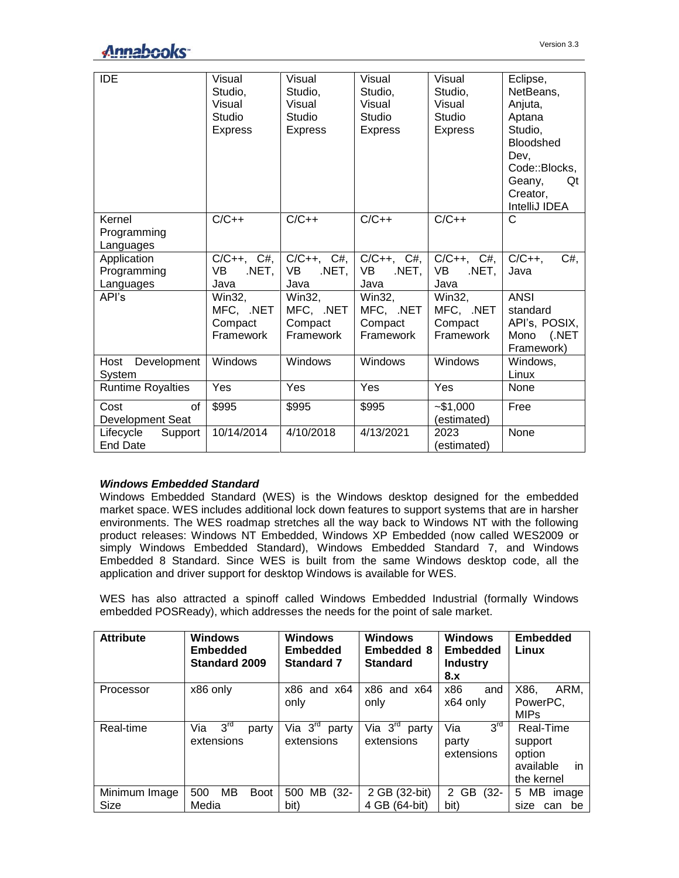| | | | | | |
|---|---|---|---|---|---|
| IDE | Visual Studio, Visual Studio Express | Visual Studio, Visual Studio Express | Visual Studio, Visual Studio Express | Visual Studio, Visual Studio Express | Eclipse, NetBeans, Anjuta, Aptana Studio, Bloodshed Dev, Code::Blocks, Geany, Qt Creator, IntelliJ IDEA |
| Kernel Programming Languages | C/C++ | C/C++ | C/C++ | C/C++ | C |
| Application Programming Languages | C/C++, C#, VB .NET, Java | C/C++, C#, VB .NET, Java | C/C++, C#, VB .NET, Java | C/C++, C#, VB .NET, Java | C/C++, C#, Java |
| API's | Win32, MFC, .NET Compact Framework | Win32, MFC, .NET Compact Framework | Win32, MFC, .NET Compact Framework | Win32, MFC, .NET Compact Framework | ANSI standard API's, POSIX, Mono (.NET Framework) |
| Host Development System | Windows | Windows | Windows | Windows | Windows, Linux |
| Runtime Royalties | Yes | Yes | Yes | Yes | None |
| Cost of Development Seat | $995 | $995 | $995 | ~$1,000 (estimated) | Free |
| Lifecycle Support End Date | 10/14/2014 | 4/10/2018 | 4/13/2021 | 2023 (estimated) | None |

***Windows Embedded Standard***

Windows Embedded Standard (WES) is the Windows desktop designed for the embedded market space. WES includes additional lock down features to support systems that are in harsher environments. The WES roadmap stretches all the way back to Windows NT with the following product releases: Windows NT Embedded, Windows XP Embedded (now called WES2009 or simply Windows Embedded Standard), Windows Embedded Standard 7, and Windows Embedded 8 Standard. Since WES is built from the same Windows desktop code, all the application and driver support for desktop Windows is available for WES.

WES has also attracted a spinoff called Windows Embedded Industrial (formally Windows embedded POSReady), which addresses the needs for the point of sale market.

| **Attribute** | **Windows Embedded Standard 2009** | **Windows Embedded Standard 7** | **Windows Embedded 8 Standard** | **Windows Embedded Industry 8.x** | **Embedded Linux** |
|---|---|---|---|---|---|
| Processor | x86 only | x86 and x64 only | x86 and x64 only | x86 and x64 only | X86, ARM, PowerPC, MIPs |
| Real-time | Via 3rd party extensions | Via 3rd party extensions | Via 3rd party extensions | Via 3rd party extensions | Real-Time support option available in the kernel |
| Minimum Image Size | 500 MB Boot Media | 500 MB (32-bit) | 2 GB (32-bit) 4 GB (64-bit) | 2 GB (32-bit) | 5 MB image size can be |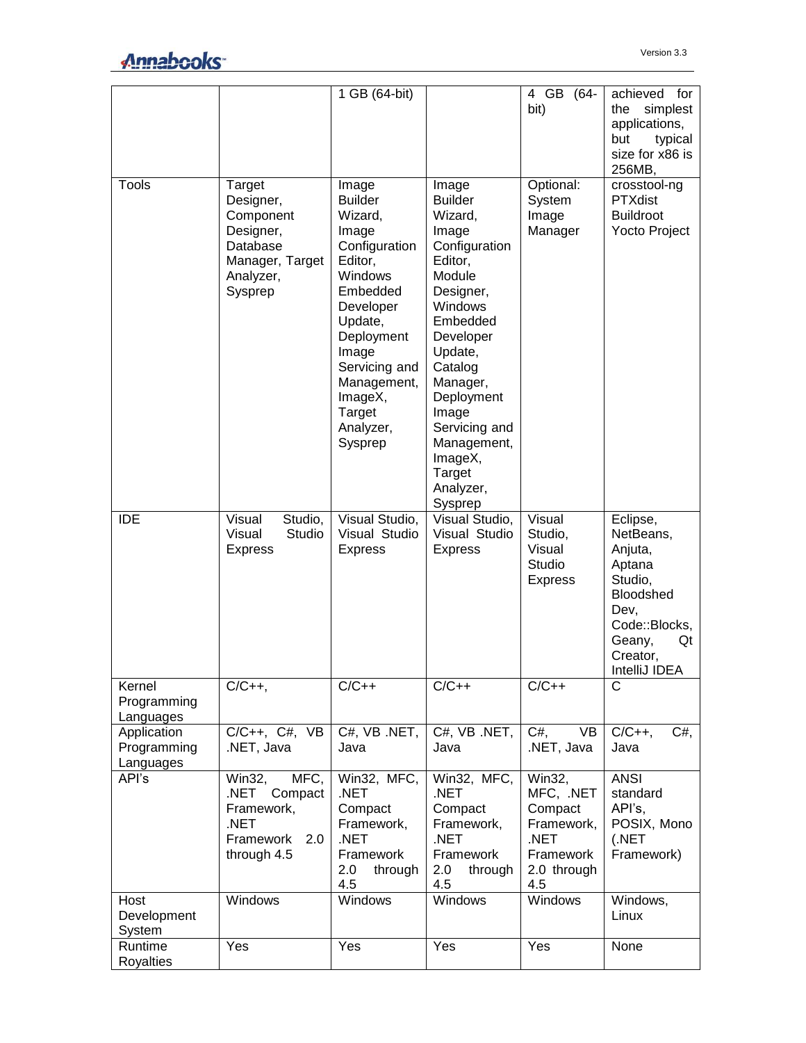| | | | | | |
|---|---|---|---|---|---|
| | | 1 GB (64-bit) | | 4 GB (64-bit) | achieved for the simplest applications, but typical size for x86 is 256MB, |
| Tools | Target Designer, Component Designer, Database Manager, Target Analyzer, Sysprep | Image Builder Wizard, Image Configuration Editor, Windows Embedded Developer Update, Deployment Image Servicing and Management, ImageX, Target Analyzer, Sysprep | Image Builder Wizard, Image Configuration Editor, Module Designer, Windows Embedded Developer Update, Catalog Manager, Deployment Image Servicing and Management, ImageX, Target Analyzer, Sysprep | Optional: System Image Manager | crosstool-ng PTXdist Buildroot Yocto Project |
| IDE | Visual Studio, Visual Studio Express | Visual Studio, Visual Studio Express | Visual Studio, Visual Studio Express | Visual Studio, Visual Studio Express | Eclipse, NetBeans, Anjuta, Aptana Studio, Bloodshed Dev, Code::Blocks, Geany, Qt Creator, IntelliJ IDEA |
| Kernel Programming Languages | C/C++, | C/C++ | C/C++ | C/C++ | C |
| Application Programming Languages | C/C++, C#, VB .NET, Java | C#, VB .NET, Java | C#, VB .NET, Java | C#, VB .NET, Java | C/C++, C#, Java |
| API's | Win32, MFC, .NET Compact Framework, .NET Framework 2.0 through 4.5 | Win32, MFC, .NET Compact Framework, .NET Framework 2.0 through 4.5 | Win32, MFC, .NET Compact Framework, .NET Framework 2.0 through 4.5 | Win32, MFC, .NET Compact Framework, .NET Framework 2.0 through 4.5 | ANSI standard API's, POSIX, Mono (.NET Framework) |
| Host Development System | Windows | Windows | Windows | Windows | Windows, Linux |
| Runtime Royalties | Yes | Yes | Yes | Yes | None |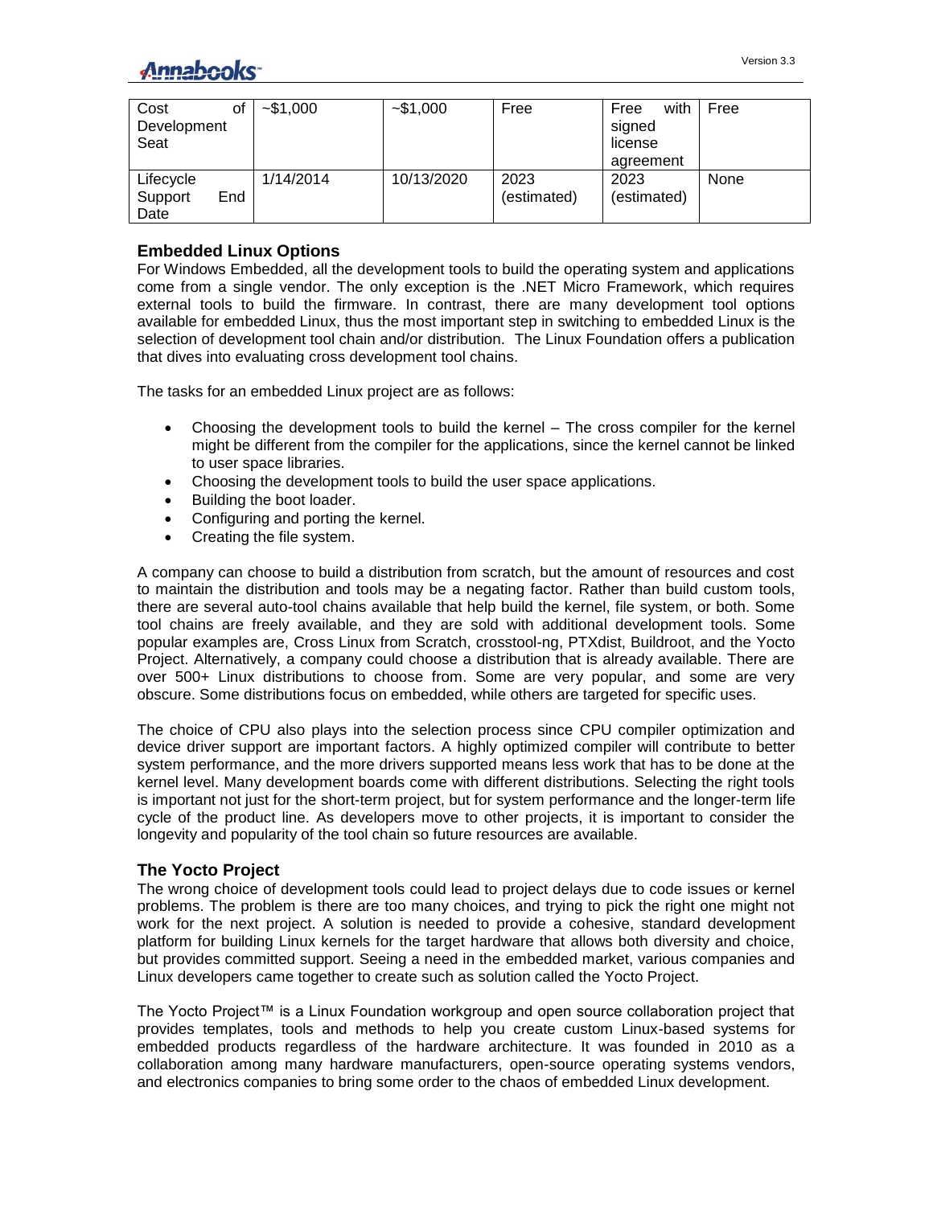| Cost of Development Seat | ~$1,000 | ~$1,000 | Free | Free with signed license agreement | Free |
|---|---|---|---|---|---|
| Lifecycle Support End Date | 1/14/2014 | 10/13/2020 | 2023 (estimated) | 2023 (estimated) | None |

### Embedded Linux Options

For Windows Embedded, all the development tools to build the operating system and applications come from a single vendor. The only exception is the .NET Micro Framework, which requires external tools to build the firmware. In contrast, there are many development tool options available for embedded Linux, thus the most important step in switching to embedded Linux is the selection of development tool chain and/or distribution. The Linux Foundation offers a publication that dives into evaluating cross development tool chains.

The tasks for an embedded Linux project are as follows:

- Choosing the development tools to build the kernel – The cross compiler for the kernel might be different from the compiler for the applications, since the kernel cannot be linked to user space libraries.
- Choosing the development tools to build the user space applications.
- Building the boot loader.
- Configuring and porting the kernel.
- Creating the file system.

A company can choose to build a distribution from scratch, but the amount of resources and cost to maintain the distribution and tools may be a negating factor. Rather than build custom tools, there are several auto-tool chains available that help build the kernel, file system, or both. Some tool chains are freely available, and they are sold with additional development tools. Some popular examples are, Cross Linux from Scratch, crosstool-ng, PTXdist, Buildroot, and the Yocto Project. Alternatively, a company could choose a distribution that is already available. There are over 500+ Linux distributions to choose from. Some are very popular, and some are very obscure. Some distributions focus on embedded, while others are targeted for specific uses.

The choice of CPU also plays into the selection process since CPU compiler optimization and device driver support are important factors. A highly optimized compiler will contribute to better system performance, and the more drivers supported means less work that has to be done at the kernel level. Many development boards come with different distributions. Selecting the right tools is important not just for the short-term project, but for system performance and the longer-term life cycle of the product line. As developers move to other projects, it is important to consider the longevity and popularity of the tool chain so future resources are available.

### The Yocto Project

The wrong choice of development tools could lead to project delays due to code issues or kernel problems. The problem is there are too many choices, and trying to pick the right one might not work for the next project. A solution is needed to provide a cohesive, standard development platform for building Linux kernels for the target hardware that allows both diversity and choice, but provides committed support. Seeing a need in the embedded market, various companies and Linux developers came together to create such as solution called the Yocto Project.

The Yocto Project™ is a Linux Foundation workgroup and open source collaboration project that provides templates, tools and methods to help you create custom Linux-based systems for embedded products regardless of the hardware architecture. It was founded in 2010 as a collaboration among many hardware manufacturers, open-source operating systems vendors, and electronics companies to bring some order to the chaos of embedded Linux development.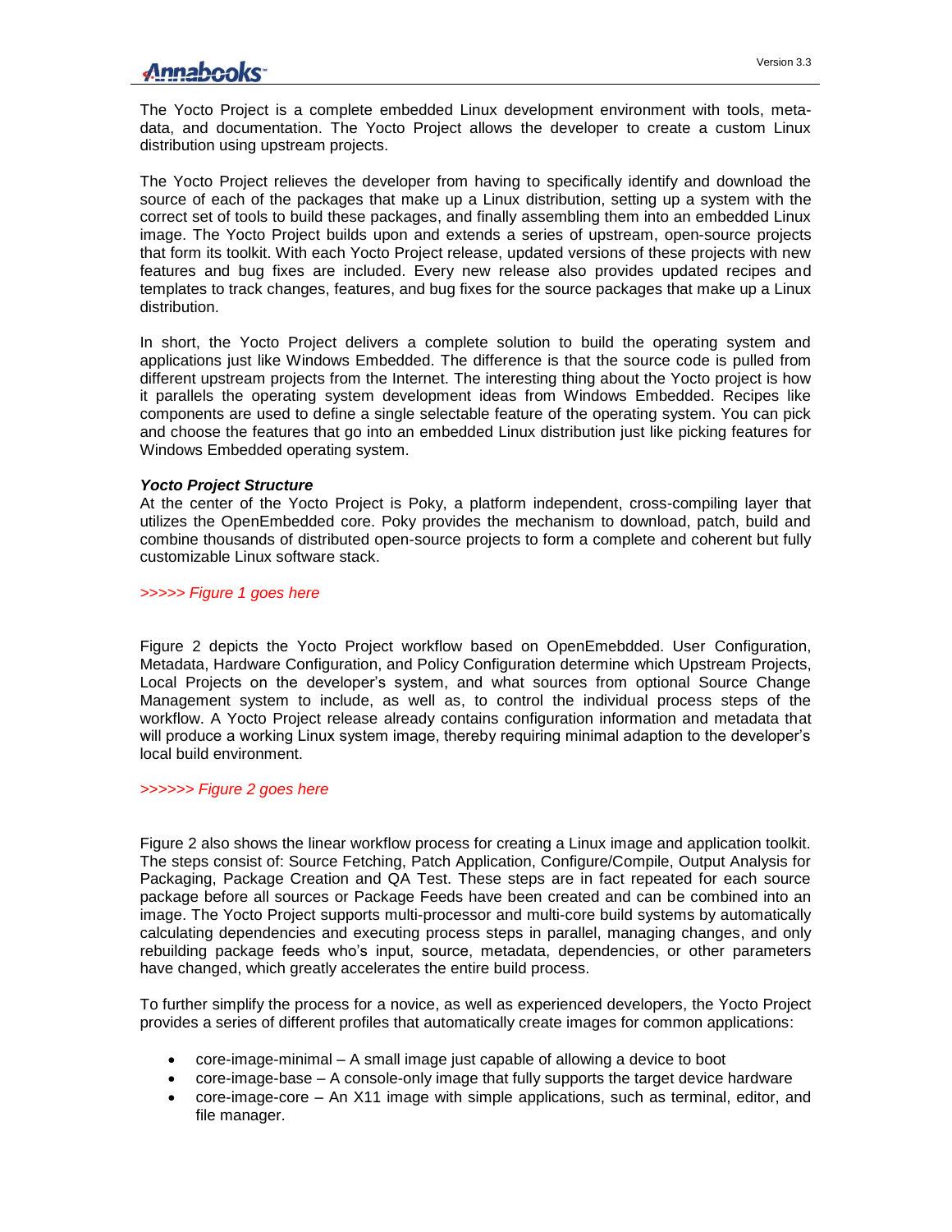The Yocto Project is a complete embedded Linux development environment with tools, meta-data, and documentation. The Yocto Project allows the developer to create a custom Linux distribution using upstream projects.

The Yocto Project relieves the developer from having to specifically identify and download the source of each of the packages that make up a Linux distribution, setting up a system with the correct set of tools to build these packages, and finally assembling them into an embedded Linux image. The Yocto Project builds upon and extends a series of upstream, open-source projects that form its toolkit. With each Yocto Project release, updated versions of these projects with new features and bug fixes are included. Every new release also provides updated recipes and templates to track changes, features, and bug fixes for the source packages that make up a Linux distribution.

In short, the Yocto Project delivers a complete solution to build the operating system and applications just like Windows Embedded. The difference is that the source code is pulled from different upstream projects from the Internet. The interesting thing about the Yocto project is how it parallels the operating system development ideas from Windows Embedded. Recipes like components are used to define a single selectable feature of the operating system. You can pick and choose the features that go into an embedded Linux distribution just like picking features for Windows Embedded operating system.

***Yocto Project Structure***

At the center of the Yocto Project is Poky, a platform independent, cross-compiling layer that utilizes the OpenEmbedded core. Poky provides the mechanism to download, patch, build and combine thousands of distributed open-source projects to form a complete and coherent but fully customizable Linux software stack.

*>>>>> Figure 1 goes here*

Figure 2 depicts the Yocto Project workflow based on OpenEmebdded. User Configuration, Metadata, Hardware Configuration, and Policy Configuration determine which Upstream Projects, Local Projects on the developer's system, and what sources from optional Source Change Management system to include, as well as, to control the individual process steps of the workflow. A Yocto Project release already contains configuration information and metadata that will produce a working Linux system image, thereby requiring minimal adaption to the developer's local build environment.

*>>>>>> Figure 2 goes here*

Figure 2 also shows the linear workflow process for creating a Linux image and application toolkit. The steps consist of: Source Fetching, Patch Application, Configure/Compile, Output Analysis for Packaging, Package Creation and QA Test. These steps are in fact repeated for each source package before all sources or Package Feeds have been created and can be combined into an image. The Yocto Project supports multi-processor and multi-core build systems by automatically calculating dependencies and executing process steps in parallel, managing changes, and only rebuilding package feeds who's input, source, metadata, dependencies, or other parameters have changed, which greatly accelerates the entire build process.

To further simplify the process for a novice, as well as experienced developers, the Yocto Project provides a series of different profiles that automatically create images for common applications:

- core-image-minimal – A small image just capable of allowing a device to boot
- core-image-base – A console-only image that fully supports the target device hardware
- core-image-core – An X11 image with simple applications, such as terminal, editor, and file manager.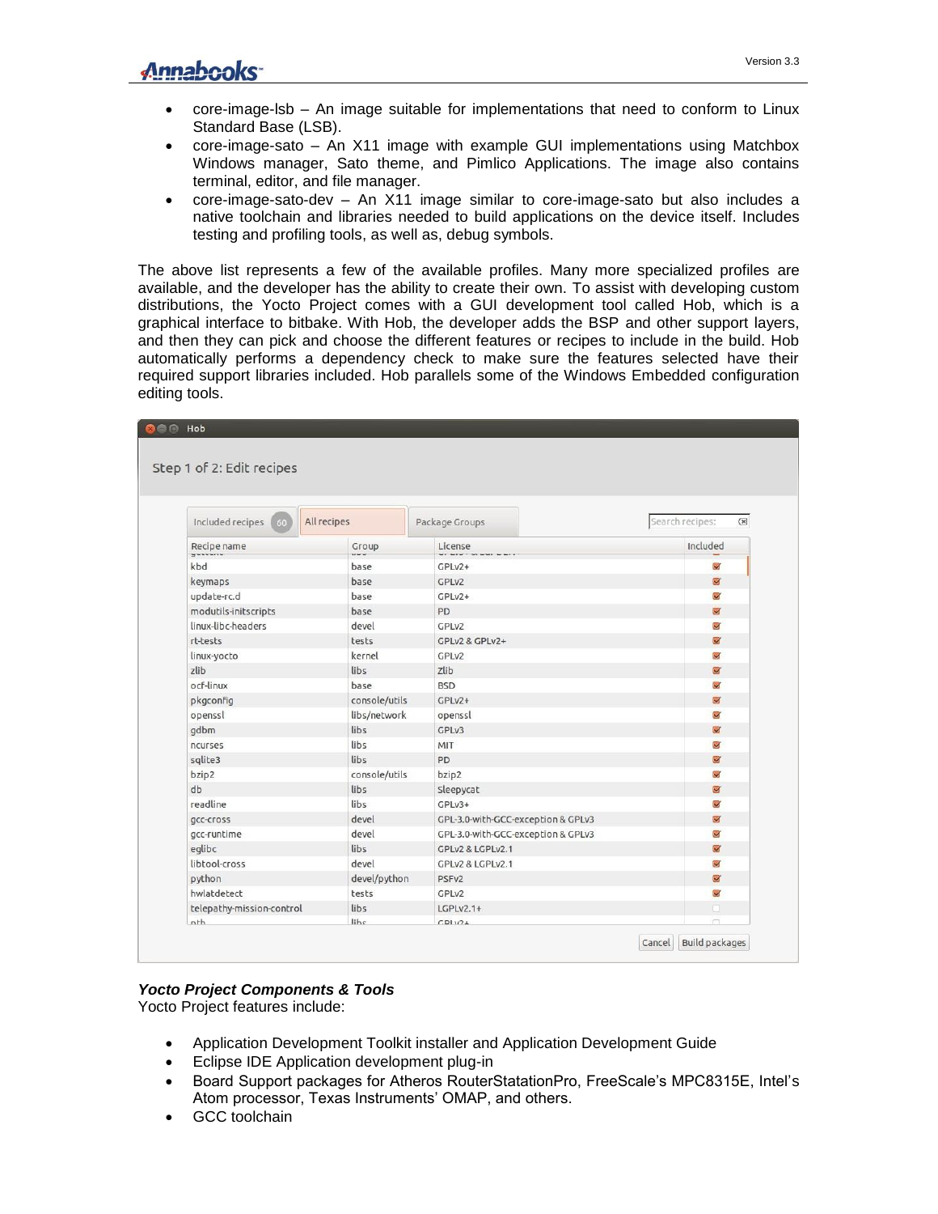- core-image-lsb – An image suitable for implementations that need to conform to Linux Standard Base (LSB).
- core-image-sato – An X11 image with example GUI implementations using Matchbox Windows manager, Sato theme, and Pimlico Applications. The image also contains terminal, editor, and file manager.
- core-image-sato-dev – An X11 image similar to core-image-sato but also includes a native toolchain and libraries needed to build applications on the device itself. Includes testing and profiling tools, as well as, debug symbols.

The above list represents a few of the available profiles. Many more specialized profiles are available, and the developer has the ability to create their own. To assist with developing custom distributions, the Yocto Project comes with a GUI development tool called Hob, which is a graphical interface to bitbake. With Hob, the developer adds the BSP and other support layers, and then they can pick and choose the different features or recipes to include in the build. Hob automatically performs a dependency check to make sure the features selected have their required support libraries included. Hob parallels some of the Windows Embedded configuration editing tools.

***Yocto Project Components & Tools***

Yocto Project features include:

- Application Development Toolkit installer and Application Development Guide
- Eclipse IDE Application development plug-in
- Board Support packages for Atheros RouterStatationPro, FreeScale's MPC8315E, Intel's Atom processor, Texas Instruments' OMAP, and others.
- GCC toolchain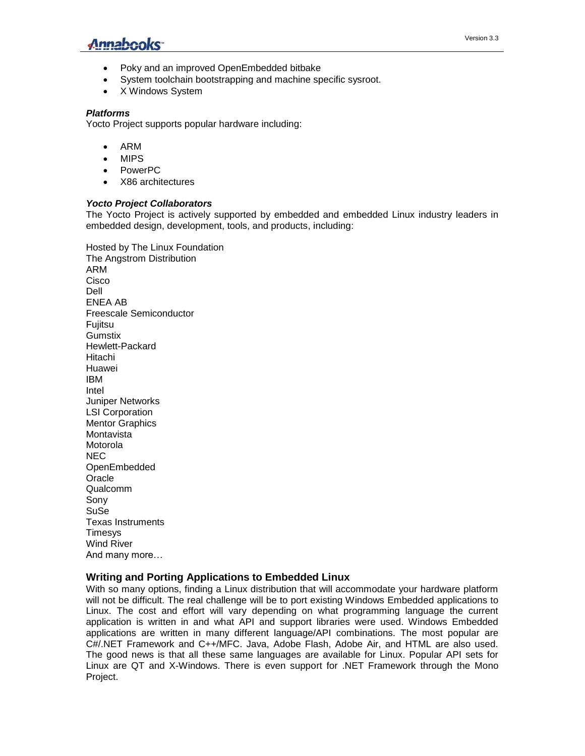- Poky and an improved OpenEmbedded bitbake
- System toolchain bootstrapping and machine specific sysroot.
- X Windows System

***Platforms***

Yocto Project supports popular hardware including:

- ARM
- MIPS
- PowerPC
- X86 architectures

***Yocto Project Collaborators***

The Yocto Project is actively supported by embedded and embedded Linux industry leaders in embedded design, development, tools, and products, including:

Hosted by The Linux Foundation
The Angstrom Distribution
ARM
Cisco
Dell
ENEA AB
Freescale Semiconductor
Fujitsu
Gumstix
Hewlett-Packard
Hitachi
Huawei
IBM
Intel
Juniper Networks
LSI Corporation
Mentor Graphics
Montavista
Motorola
NEC
OpenEmbedded
Oracle
Qualcomm
Sony
SuSe
Texas Instruments
Timesys
Wind River
And many more…

### Writing and Porting Applications to Embedded Linux

With so many options, finding a Linux distribution that will accommodate your hardware platform will not be difficult. The real challenge will be to port existing Windows Embedded applications to Linux. The cost and effort will vary depending on what programming language the current application is written in and what API and support libraries were used. Windows Embedded applications are written in many different language/API combinations. The most popular are C#/.NET Framework and C++/MFC. Java, Adobe Flash, Adobe Air, and HTML are also used. The good news is that all these same languages are available for Linux. Popular API sets for Linux are QT and X-Windows. There is even support for .NET Framework through the Mono Project.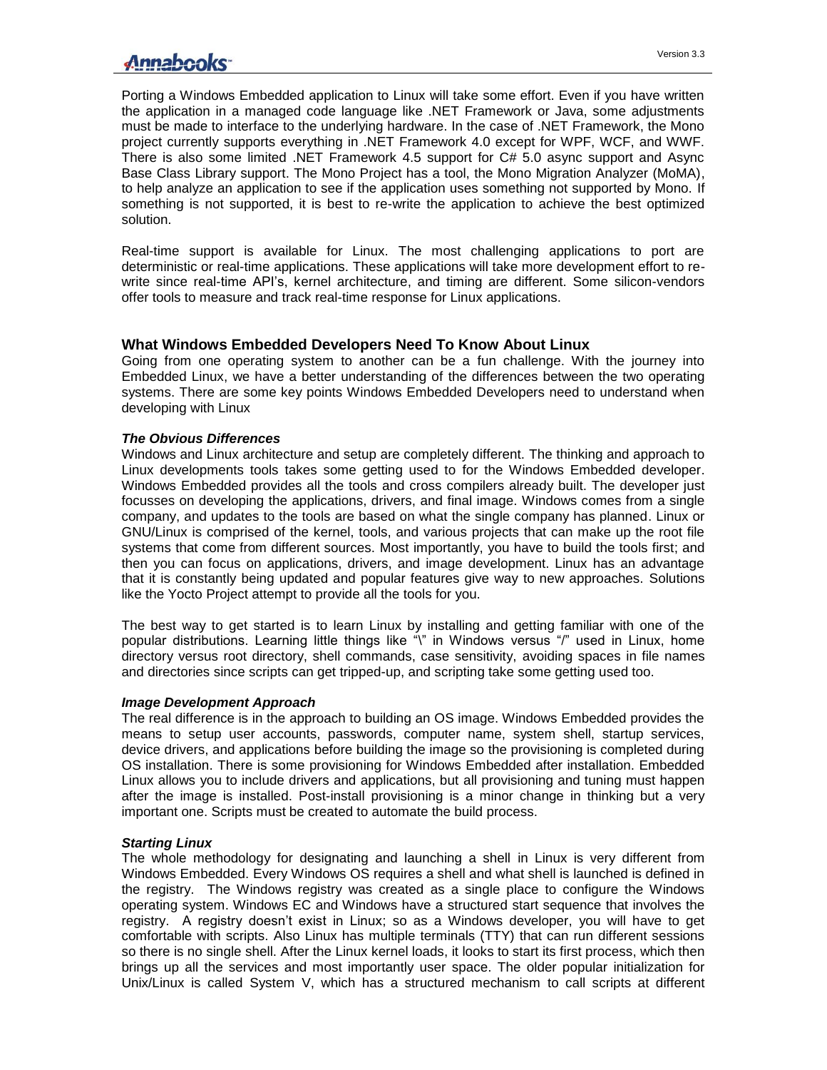Porting a Windows Embedded application to Linux will take some effort. Even if you have written the application in a managed code language like .NET Framework or Java, some adjustments must be made to interface to the underlying hardware. In the case of .NET Framework, the Mono project currently supports everything in .NET Framework 4.0 except for WPF, WCF, and WWF. There is also some limited .NET Framework 4.5 support for C# 5.0 async support and Async Base Class Library support. The Mono Project has a tool, the Mono Migration Analyzer (MoMA), to help analyze an application to see if the application uses something not supported by Mono. If something is not supported, it is best to re-write the application to achieve the best optimized solution.

Real-time support is available for Linux. The most challenging applications to port are deterministic or real-time applications. These applications will take more development effort to re-write since real-time API's, kernel architecture, and timing are different. Some silicon-vendors offer tools to measure and track real-time response for Linux applications.

## What Windows Embedded Developers Need To Know About Linux

Going from one operating system to another can be a fun challenge. With the journey into Embedded Linux, we have a better understanding of the differences between the two operating systems. There are some key points Windows Embedded Developers need to understand when developing with Linux

### *The Obvious Differences*

Windows and Linux architecture and setup are completely different. The thinking and approach to Linux developments tools takes some getting used to for the Windows Embedded developer. Windows Embedded provides all the tools and cross compilers already built. The developer just focusses on developing the applications, drivers, and final image. Windows comes from a single company, and updates to the tools are based on what the single company has planned. Linux or GNU/Linux is comprised of the kernel, tools, and various projects that can make up the root file systems that come from different sources. Most importantly, you have to build the tools first; and then you can focus on applications, drivers, and image development. Linux has an advantage that it is constantly being updated and popular features give way to new approaches. Solutions like the Yocto Project attempt to provide all the tools for you.

The best way to get started is to learn Linux by installing and getting familiar with one of the popular distributions. Learning little things like "\" in Windows versus "/" used in Linux, home directory versus root directory, shell commands, case sensitivity, avoiding spaces in file names and directories since scripts can get tripped-up, and scripting take some getting used too.

### *Image Development Approach*

The real difference is in the approach to building an OS image. Windows Embedded provides the means to setup user accounts, passwords, computer name, system shell, startup services, device drivers, and applications before building the image so the provisioning is completed during OS installation. There is some provisioning for Windows Embedded after installation. Embedded Linux allows you to include drivers and applications, but all provisioning and tuning must happen after the image is installed. Post-install provisioning is a minor change in thinking but a very important one. Scripts must be created to automate the build process.

### *Starting Linux*

The whole methodology for designating and launching a shell in Linux is very different from Windows Embedded. Every Windows OS requires a shell and what shell is launched is defined in the registry. The Windows registry was created as a single place to configure the Windows operating system. Windows EC and Windows have a structured start sequence that involves the registry. A registry doesn't exist in Linux; so as a Windows developer, you will have to get comfortable with scripts. Also Linux has multiple terminals (TTY) that can run different sessions so there is no single shell. After the Linux kernel loads, it looks to start its first process, which then brings up all the services and most importantly user space. The older popular initialization for Unix/Linux is called System V, which has a structured mechanism to call scripts at different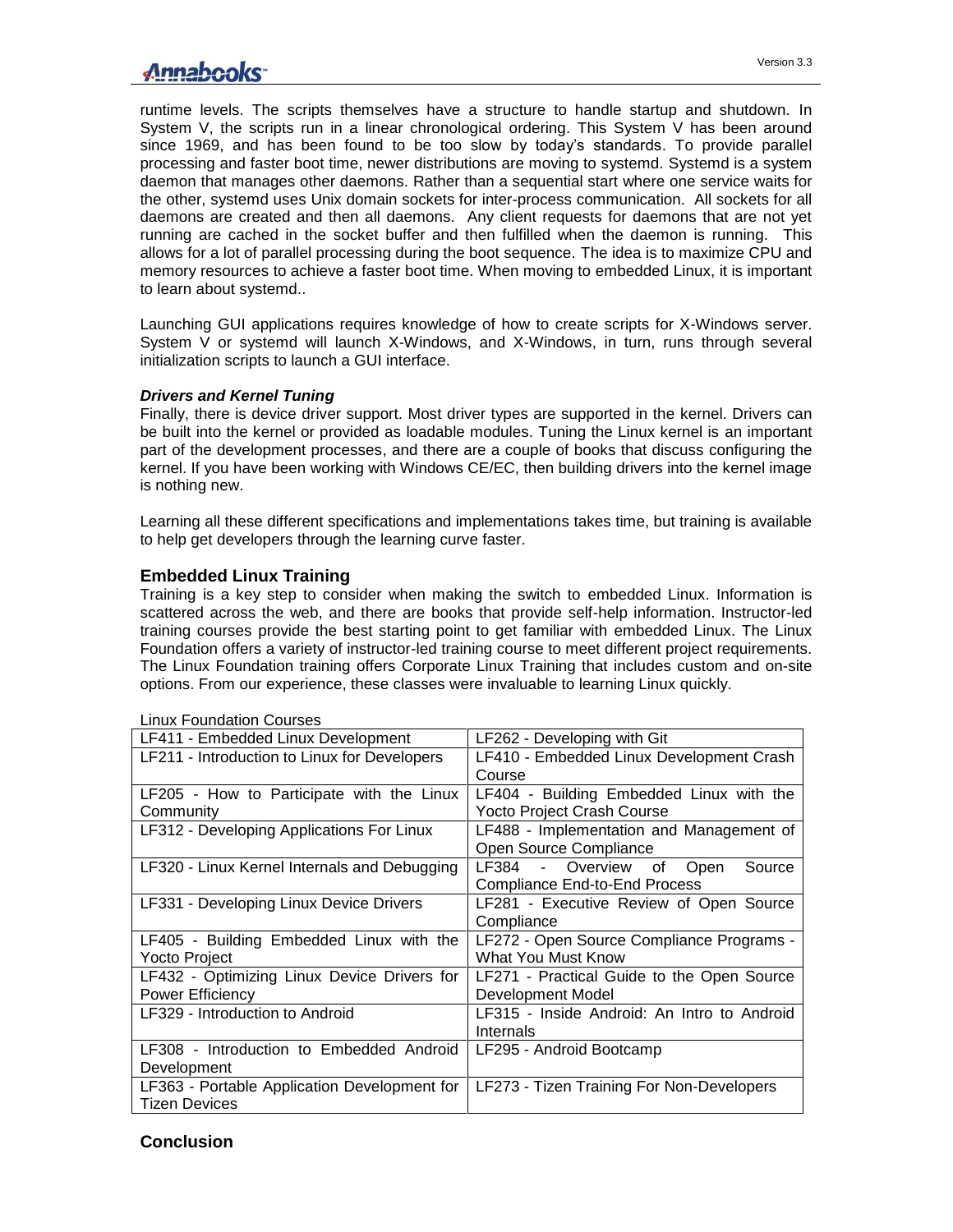runtime levels. The scripts themselves have a structure to handle startup and shutdown. In System V, the scripts run in a linear chronological ordering. This System V has been around since 1969, and has been found to be too slow by today's standards. To provide parallel processing and faster boot time, newer distributions are moving to systemd. Systemd is a system daemon that manages other daemons. Rather than a sequential start where one service waits for the other, systemd uses Unix domain sockets for inter-process communication. All sockets for all daemons are created and then all daemons. Any client requests for daemons that are not yet running are cached in the socket buffer and then fulfilled when the daemon is running. This allows for a lot of parallel processing during the boot sequence. The idea is to maximize CPU and memory resources to achieve a faster boot time. When moving to embedded Linux, it is important to learn about systemd..

Launching GUI applications requires knowledge of how to create scripts for X-Windows server. System V or systemd will launch X-Windows, and X-Windows, in turn, runs through several initialization scripts to launch a GUI interface.

#### *Drivers and Kernel Tuning*

Finally, there is device driver support. Most driver types are supported in the kernel. Drivers can be built into the kernel or provided as loadable modules. Tuning the Linux kernel is an important part of the development processes, and there are a couple of books that discuss configuring the kernel. If you have been working with Windows CE/EC, then building drivers into the kernel image is nothing new.

Learning all these different specifications and implementations takes time, but training is available to help get developers through the learning curve faster.

### Embedded Linux Training

Training is a key step to consider when making the switch to embedded Linux. Information is scattered across the web, and there are books that provide self-help information. Instructor-led training courses provide the best starting point to get familiar with embedded Linux. The Linux Foundation offers a variety of instructor-led training course to meet different project requirements. The Linux Foundation training offers Corporate Linux Training that includes custom and on-site options. From our experience, these classes were invaluable to learning Linux quickly.

Linux Foundation Courses

| | |
|---|---|
| LF411 - Embedded Linux Development | LF262 - Developing with Git |
| LF211 - Introduction to Linux for Developers | LF410 - Embedded Linux Development Crash Course |
| LF205 - How to Participate with the Linux Community | LF404 - Building Embedded Linux with the Yocto Project Crash Course |
| LF312 - Developing Applications For Linux | LF488 - Implementation and Management of Open Source Compliance |
| LF320 - Linux Kernel Internals and Debugging | LF384 - Overview of Open Source Compliance End-to-End Process |
| LF331 - Developing Linux Device Drivers | LF281 - Executive Review of Open Source Compliance |
| LF405 - Building Embedded Linux with the Yocto Project | LF272 - Open Source Compliance Programs - What You Must Know |
| LF432 - Optimizing Linux Device Drivers for Power Efficiency | LF271 - Practical Guide to the Open Source Development Model |
| LF329 - Introduction to Android | LF315 - Inside Android: An Intro to Android Internals |
| LF308 - Introduction to Embedded Android Development | LF295 - Android Bootcamp |
| LF363 - Portable Application Development for Tizen Devices | LF273 - Tizen Training For Non-Developers |

### Conclusion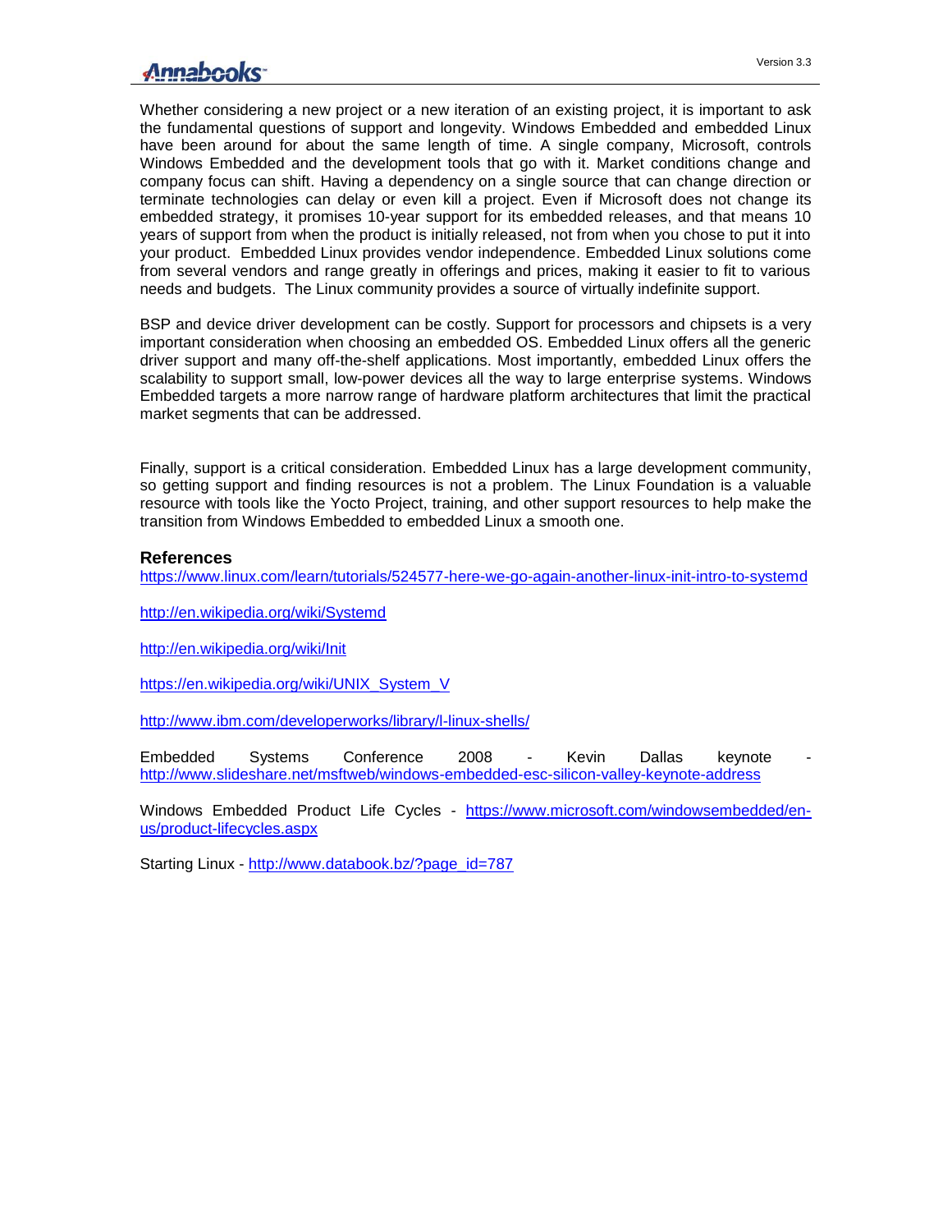Whether considering a new project or a new iteration of an existing project, it is important to ask the fundamental questions of support and longevity. Windows Embedded and embedded Linux have been around for about the same length of time. A single company, Microsoft, controls Windows Embedded and the development tools that go with it. Market conditions change and company focus can shift. Having a dependency on a single source that can change direction or terminate technologies can delay or even kill a project. Even if Microsoft does not change its embedded strategy, it promises 10-year support for its embedded releases, and that means 10 years of support from when the product is initially released, not from when you chose to put it into your product. Embedded Linux provides vendor independence. Embedded Linux solutions come from several vendors and range greatly in offerings and prices, making it easier to fit to various needs and budgets. The Linux community provides a source of virtually indefinite support.

BSP and device driver development can be costly. Support for processors and chipsets is a very important consideration when choosing an embedded OS. Embedded Linux offers all the generic driver support and many off-the-shelf applications. Most importantly, embedded Linux offers the scalability to support small, low-power devices all the way to large enterprise systems. Windows Embedded targets a more narrow range of hardware platform architectures that limit the practical market segments that can be addressed.

Finally, support is a critical consideration. Embedded Linux has a large development community, so getting support and finding resources is not a problem. The Linux Foundation is a valuable resource with tools like the Yocto Project, training, and other support resources to help make the transition from Windows Embedded to embedded Linux a smooth one.

### References

https://www.linux.com/learn/tutorials/524577-here-we-go-again-another-linux-init-intro-to-systemd

http://en.wikipedia.org/wiki/Systemd

http://en.wikipedia.org/wiki/Init

https://en.wikipedia.org/wiki/UNIX_System_V

http://www.ibm.com/developerworks/library/l-linux-shells/

Embedded Systems Conference 2008 - Kevin Dallas keynote - http://www.slideshare.net/msftweb/windows-embedded-esc-silicon-valley-keynote-address

Windows Embedded Product Life Cycles - https://www.microsoft.com/windowsembedded/en-us/product-lifecycles.aspx

Starting Linux - http://www.databook.bz/?page_id=787